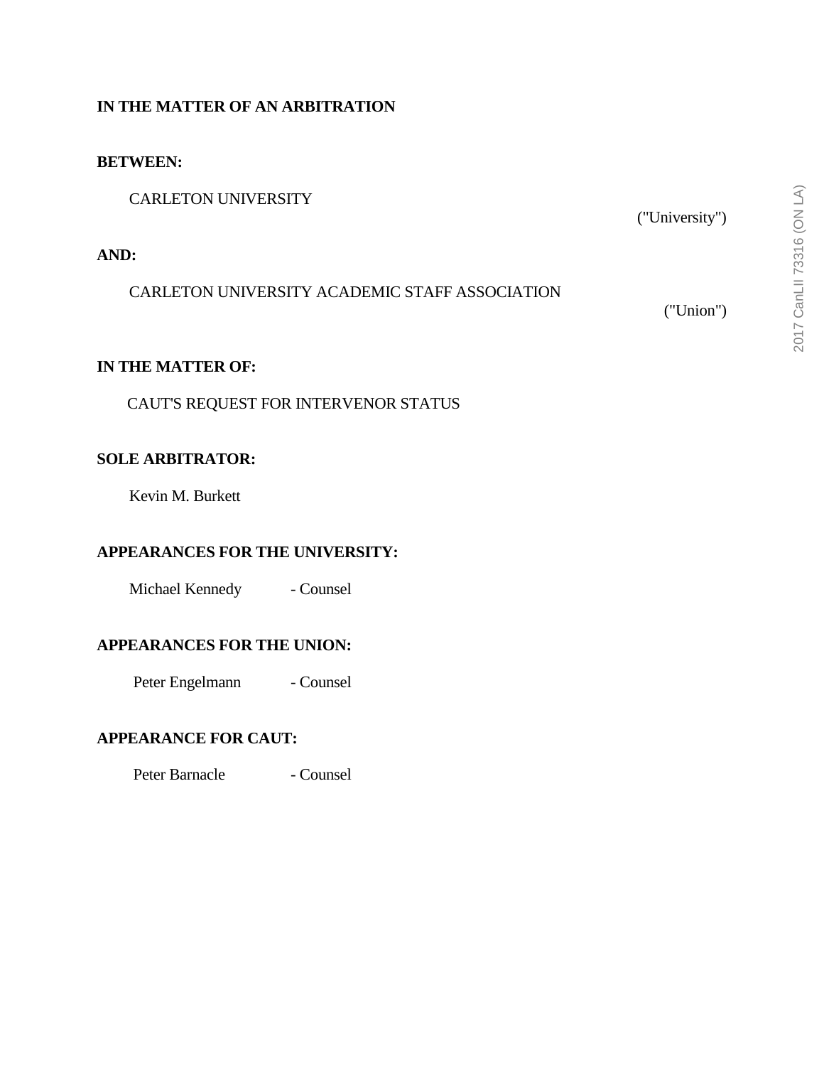**IN THE MATTER OF AN ARBITRATION**

**BETWEEN:**

CARLETON UNIVERSITY

("University")

**AND:**

CARLETON UNIVERSITY ACADEMIC STAFF ASSOCIATION

("Union")

**IN THE MATTER OF:**

CAUT'S REQUEST FOR INTERVENOR STATUS

**SOLE ARBITRATOR:**

Kevin M. Burkett

**APPEARANCES FOR THE UNIVERSITY:**

Michael Kennedy - Counsel

**APPEARANCES FOR THE UNION:**

Peter Engelmann - Counsel

**APPEARANCE FOR CAUT:**

Peter Barnacle - Counsel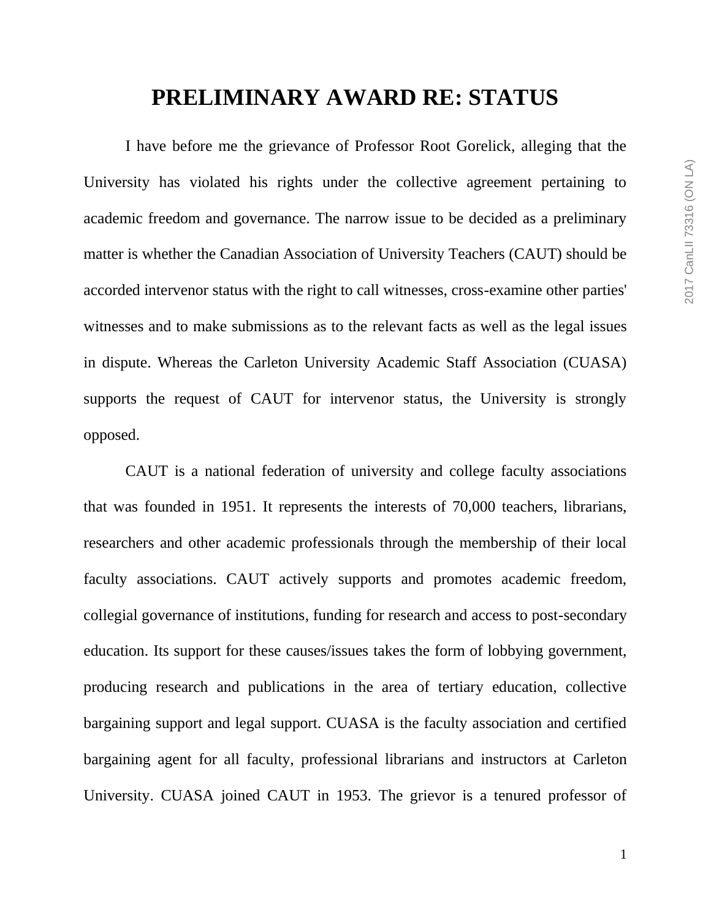# PRELIMINARY AWARD RE: STATUS

I have before me the grievance of Professor Root Gorelick, alleging that the University has violated his rights under the collective agreement pertaining to academic freedom and governance. The narrow issue to be decided as a preliminary matter is whether the Canadian Association of University Teachers (CAUT) should be accorded intervenor status with the right to call witnesses, cross-examine other parties' witnesses and to make submissions as to the relevant facts as well as the legal issues in dispute. Whereas the Carleton University Academic Staff Association (CUASA) supports the request of CAUT for intervenor status, the University is strongly opposed.

CAUT is a national federation of university and college faculty associations that was founded in 1951. It represents the interests of 70,000 teachers, librarians, researchers and other academic professionals through the membership of their local faculty associations. CAUT actively supports and promotes academic freedom, collegial governance of institutions, funding for research and access to post-secondary education. Its support for these causes/issues takes the form of lobbying government, producing research and publications in the area of tertiary education, collective bargaining support and legal support. CUASA is the faculty association and certified bargaining agent for all faculty, professional librarians and instructors at Carleton University. CUASA joined CAUT in 1953. The grievor is a tenured professor of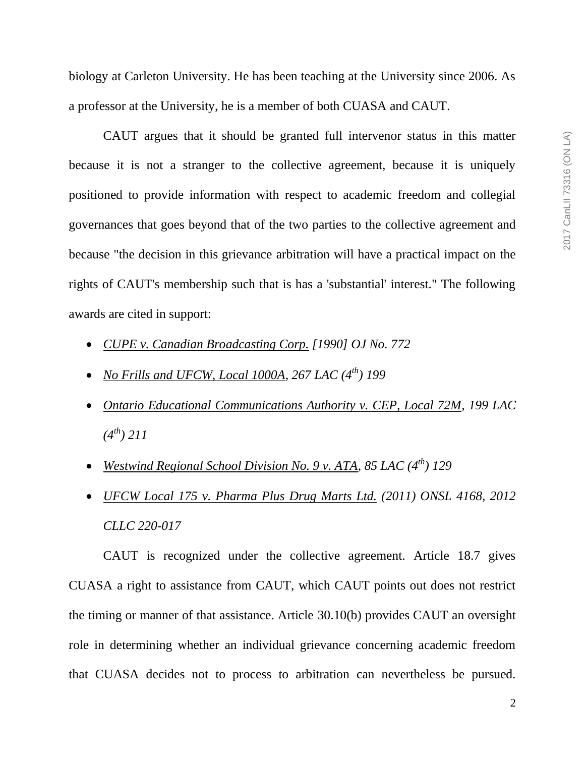biology at Carleton University. He has been teaching at the University since 2006. As a professor at the University, he is a member of both CUASA and CAUT.

CAUT argues that it should be granted full intervenor status in this matter because it is not a stranger to the collective agreement, because it is uniquely positioned to provide information with respect to academic freedom and collegial governances that goes beyond that of the two parties to the collective agreement and because "the decision in this grievance arbitration will have a practical impact on the rights of CAUT's membership such that is has a 'substantial' interest." The following awards are cited in support:

- *CUPE v. Canadian Broadcasting Corp. [1990] OJ No. 772*
- *No Frills and UFCW, Local 1000A, 267 LAC (4th) 199*
- *Ontario Educational Communications Authority v. CEP, Local 72M, 199 LAC (4th) 211*
- *Westwind Regional School Division No. 9 v. ATA, 85 LAC (4th) 129*
- *UFCW Local 175 v. Pharma Plus Drug Marts Ltd. (2011) ONSL 4168, 2012 CLLC 220-017*

CAUT is recognized under the collective agreement. Article 18.7 gives CUASA a right to assistance from CAUT, which CAUT points out does not restrict the timing or manner of that assistance. Article 30.10(b) provides CAUT an oversight role in determining whether an individual grievance concerning academic freedom that CUASA decides not to process to arbitration can nevertheless be pursued.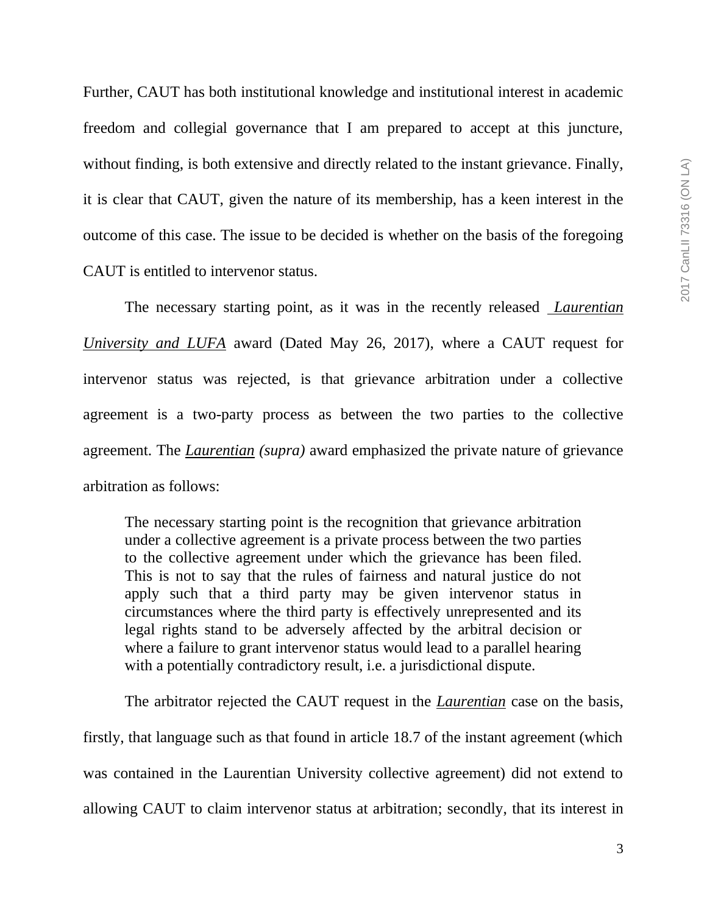Further, CAUT has both institutional knowledge and institutional interest in academic freedom and collegial governance that I am prepared to accept at this juncture, without finding, is both extensive and directly related to the instant grievance. Finally, it is clear that CAUT, given the nature of its membership, has a keen interest in the outcome of this case. The issue to be decided is whether on the basis of the foregoing CAUT is entitled to intervenor status.

The necessary starting point, as it was in the recently released ***Laurentian University and LUFA*** award (Dated May 26, 2017), where a CAUT request for intervenor status was rejected, is that grievance arbitration under a collective agreement is a two-party process as between the two parties to the collective agreement. The ***Laurentian*** *(supra)* award emphasized the private nature of grievance arbitration as follows:

> The necessary starting point is the recognition that grievance arbitration under a collective agreement is a private process between the two parties to the collective agreement under which the grievance has been filed. This is not to say that the rules of fairness and natural justice do not apply such that a third party may be given intervenor status in circumstances where the third party is effectively unrepresented and its legal rights stand to be adversely affected by the arbitral decision or where a failure to grant intervenor status would lead to a parallel hearing with a potentially contradictory result, i.e. a jurisdictional dispute.

The arbitrator rejected the CAUT request in the ***Laurentian*** case on the basis, firstly, that language such as that found in article 18.7 of the instant agreement (which was contained in the Laurentian University collective agreement) did not extend to allowing CAUT to claim intervenor status at arbitration; secondly, that its interest in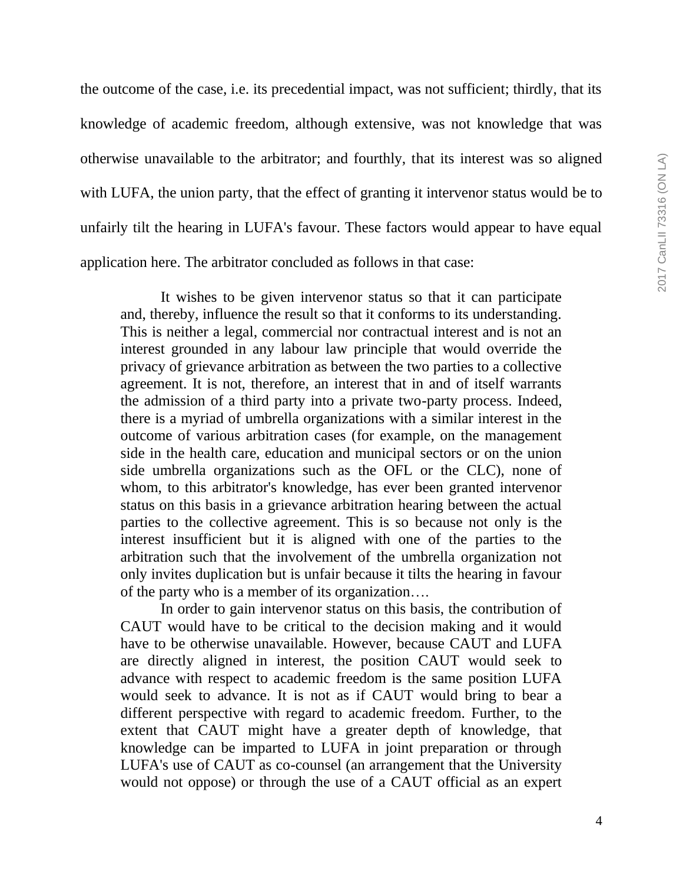the outcome of the case, i.e. its precedential impact, was not sufficient; thirdly, that its knowledge of academic freedom, although extensive, was not knowledge that was otherwise unavailable to the arbitrator; and fourthly, that its interest was so aligned with LUFA, the union party, that the effect of granting it intervenor status would be to unfairly tilt the hearing in LUFA's favour. These factors would appear to have equal application here. The arbitrator concluded as follows in that case:

> It wishes to be given intervenor status so that it can participate and, thereby, influence the result so that it conforms to its understanding. This is neither a legal, commercial nor contractual interest and is not an interest grounded in any labour law principle that would override the privacy of grievance arbitration as between the two parties to a collective agreement. It is not, therefore, an interest that in and of itself warrants the admission of a third party into a private two-party process. Indeed, there is a myriad of umbrella organizations with a similar interest in the outcome of various arbitration cases (for example, on the management side in the health care, education and municipal sectors or on the union side umbrella organizations such as the OFL or the CLC), none of whom, to this arbitrator's knowledge, has ever been granted intervenor status on this basis in a grievance arbitration hearing between the actual parties to the collective agreement. This is so because not only is the interest insufficient but it is aligned with one of the parties to the arbitration such that the involvement of the umbrella organization not only invites duplication but is unfair because it tilts the hearing in favour of the party who is a member of its organization….
>
> In order to gain intervenor status on this basis, the contribution of CAUT would have to be critical to the decision making and it would have to be otherwise unavailable. However, because CAUT and LUFA are directly aligned in interest, the position CAUT would seek to advance with respect to academic freedom is the same position LUFA would seek to advance. It is not as if CAUT would bring to bear a different perspective with regard to academic freedom. Further, to the extent that CAUT might have a greater depth of knowledge, that knowledge can be imparted to LUFA in joint preparation or through LUFA's use of CAUT as co-counsel (an arrangement that the University would not oppose) or through the use of a CAUT official as an expert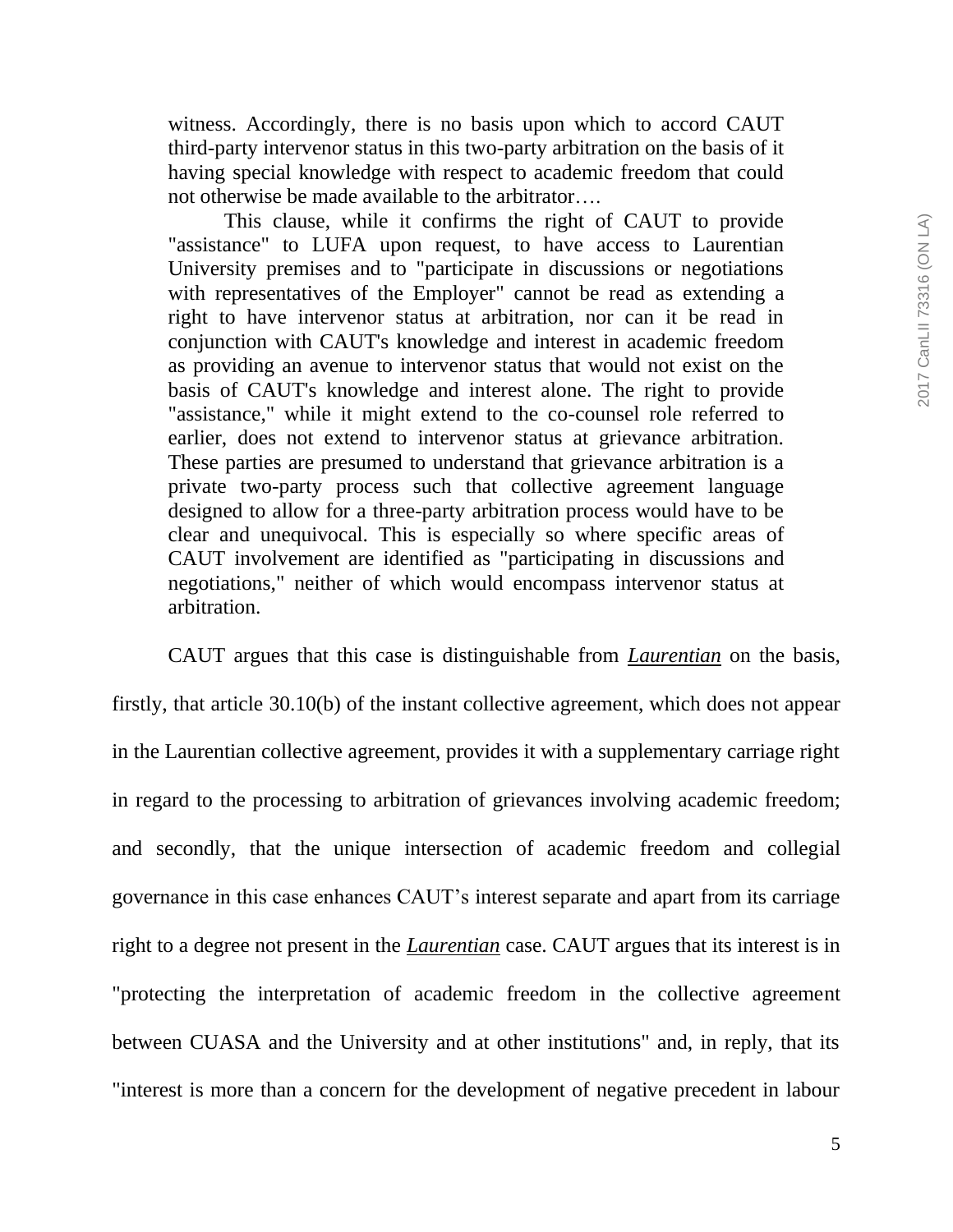> witness. Accordingly, there is no basis upon which to accord CAUT third-party intervenor status in this two-party arbitration on the basis of it having special knowledge with respect to academic freedom that could not otherwise be made available to the arbitrator….
>
> This clause, while it confirms the right of CAUT to provide "assistance" to LUFA upon request, to have access to Laurentian University premises and to "participate in discussions or negotiations with representatives of the Employer" cannot be read as extending a right to have intervenor status at arbitration, nor can it be read in conjunction with CAUT's knowledge and interest in academic freedom as providing an avenue to intervenor status that would not exist on the basis of CAUT's knowledge and interest alone. The right to provide "assistance," while it might extend to the co-counsel role referred to earlier, does not extend to intervenor status at grievance arbitration. These parties are presumed to understand that grievance arbitration is a private two-party process such that collective agreement language designed to allow for a three-party arbitration process would have to be clear and unequivocal. This is especially so where specific areas of CAUT involvement are identified as "participating in discussions and negotiations," neither of which would encompass intervenor status at arbitration.

CAUT argues that this case is distinguishable from ***Laurentian*** on the basis, firstly, that article 30.10(b) of the instant collective agreement, which does not appear in the Laurentian collective agreement, provides it with a supplementary carriage right in regard to the processing to arbitration of grievances involving academic freedom; and secondly, that the unique intersection of academic freedom and collegial governance in this case enhances CAUT's interest separate and apart from its carriage right to a degree not present in the ***Laurentian*** case. CAUT argues that its interest is in "protecting the interpretation of academic freedom in the collective agreement between CUASA and the University and at other institutions" and, in reply, that its "interest is more than a concern for the development of negative precedent in labour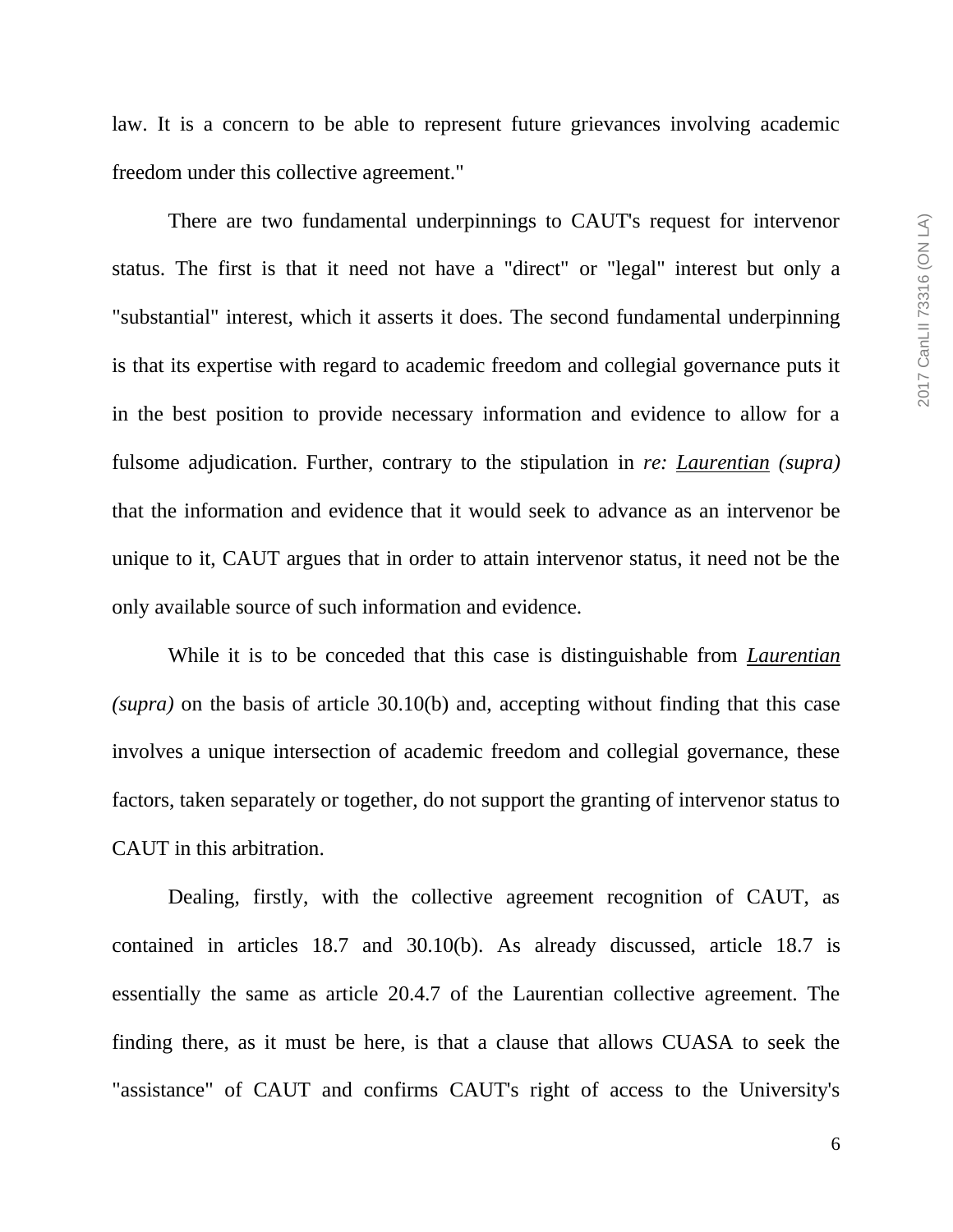law. It is a concern to be able to represent future grievances involving academic freedom under this collective agreement."

There are two fundamental underpinnings to CAUT's request for intervenor status. The first is that it need not have a "direct" or "legal" interest but only a "substantial" interest, which it asserts it does. The second fundamental underpinning is that its expertise with regard to academic freedom and collegial governance puts it in the best position to provide necessary information and evidence to allow for a fulsome adjudication. Further, contrary to the stipulation in *re:* *Laurentian* *(supra)* that the information and evidence that it would seek to advance as an intervenor be unique to it, CAUT argues that in order to attain intervenor status, it need not be the only available source of such information and evidence.

While it is to be conceded that this case is distinguishable from *Laurentian* *(supra)* on the basis of article 30.10(b) and, accepting without finding that this case involves a unique intersection of academic freedom and collegial governance, these factors, taken separately or together, do not support the granting of intervenor status to CAUT in this arbitration.

Dealing, firstly, with the collective agreement recognition of CAUT, as contained in articles 18.7 and 30.10(b). As already discussed, article 18.7 is essentially the same as article 20.4.7 of the Laurentian collective agreement. The finding there, as it must be here, is that a clause that allows CUASA to seek the "assistance" of CAUT and confirms CAUT's right of access to the University's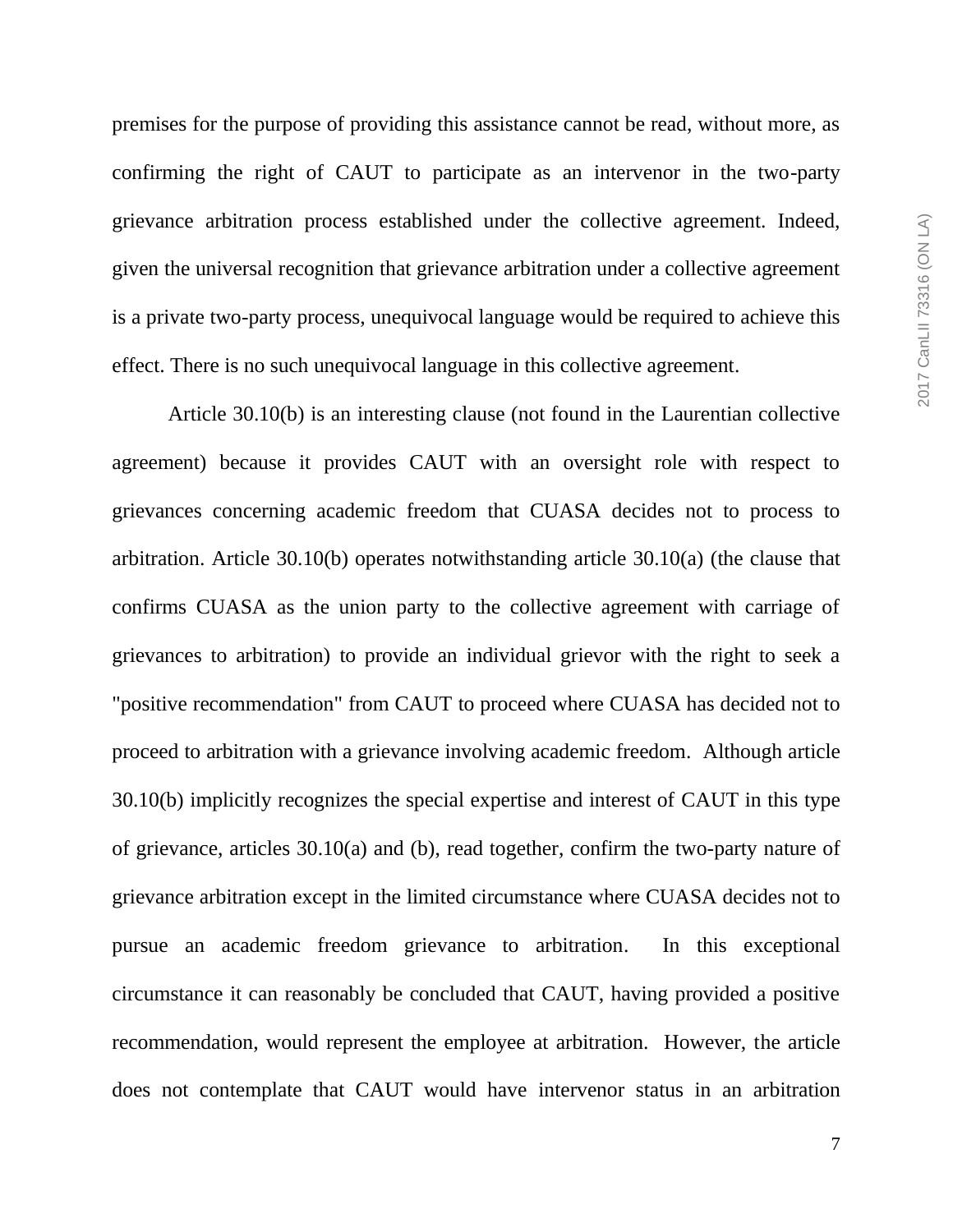premises for the purpose of providing this assistance cannot be read, without more, as confirming the right of CAUT to participate as an intervenor in the two-party grievance arbitration process established under the collective agreement. Indeed, given the universal recognition that grievance arbitration under a collective agreement is a private two-party process, unequivocal language would be required to achieve this effect. There is no such unequivocal language in this collective agreement.

Article 30.10(b) is an interesting clause (not found in the Laurentian collective agreement) because it provides CAUT with an oversight role with respect to grievances concerning academic freedom that CUASA decides not to process to arbitration. Article 30.10(b) operates notwithstanding article 30.10(a) (the clause that confirms CUASA as the union party to the collective agreement with carriage of grievances to arbitration) to provide an individual grievor with the right to seek a "positive recommendation" from CAUT to proceed where CUASA has decided not to proceed to arbitration with a grievance involving academic freedom. Although article 30.10(b) implicitly recognizes the special expertise and interest of CAUT in this type of grievance, articles 30.10(a) and (b), read together, confirm the two-party nature of grievance arbitration except in the limited circumstance where CUASA decides not to pursue an academic freedom grievance to arbitration. In this exceptional circumstance it can reasonably be concluded that CAUT, having provided a positive recommendation, would represent the employee at arbitration. However, the article does not contemplate that CAUT would have intervenor status in an arbitration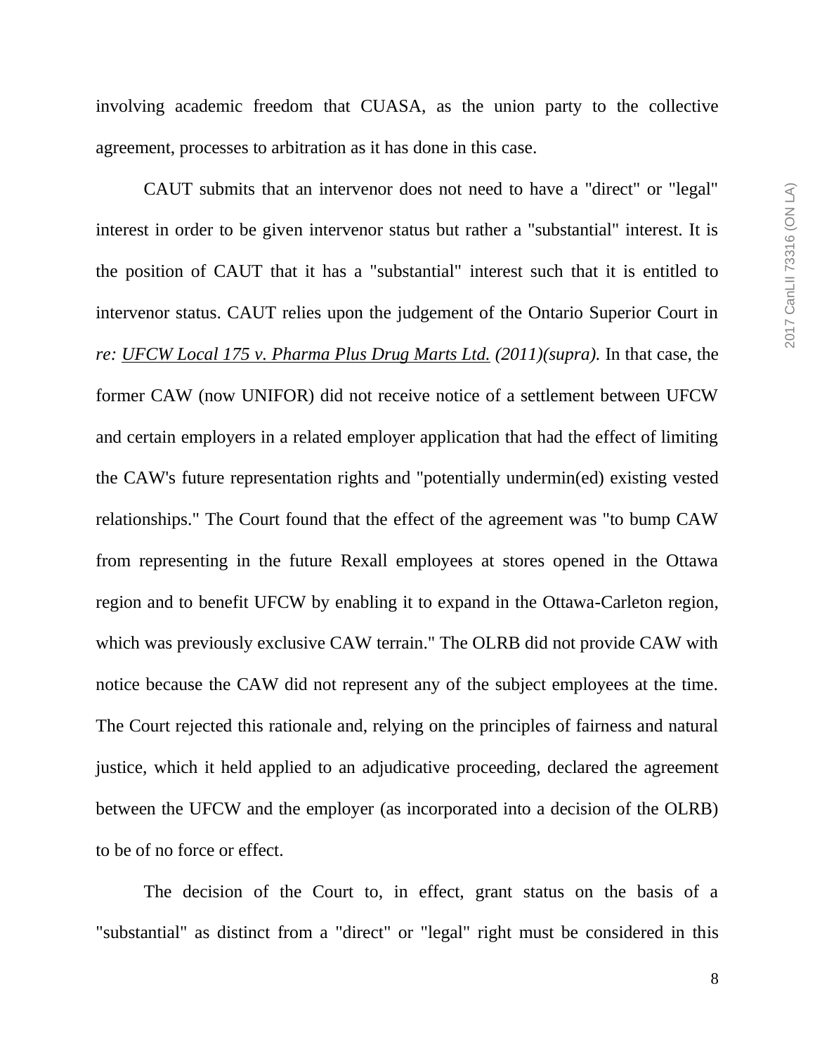involving academic freedom that CUASA, as the union party to the collective agreement, processes to arbitration as it has done in this case.

CAUT submits that an intervenor does not need to have a "direct" or "legal" interest in order to be given intervenor status but rather a "substantial" interest. It is the position of CAUT that it has a "substantial" interest such that it is entitled to intervenor status. CAUT relies upon the judgement of the Ontario Superior Court in *re: UFCW Local 175 v. Pharma Plus Drug Marts Ltd. (2011)(supra).* In that case, the former CAW (now UNIFOR) did not receive notice of a settlement between UFCW and certain employers in a related employer application that had the effect of limiting the CAW's future representation rights and "potentially undermin(ed) existing vested relationships." The Court found that the effect of the agreement was "to bump CAW from representing in the future Rexall employees at stores opened in the Ottawa region and to benefit UFCW by enabling it to expand in the Ottawa-Carleton region, which was previously exclusive CAW terrain." The OLRB did not provide CAW with notice because the CAW did not represent any of the subject employees at the time. The Court rejected this rationale and, relying on the principles of fairness and natural justice, which it held applied to an adjudicative proceeding, declared the agreement between the UFCW and the employer (as incorporated into a decision of the OLRB) to be of no force or effect.

The decision of the Court to, in effect, grant status on the basis of a "substantial" as distinct from a "direct" or "legal" right must be considered in this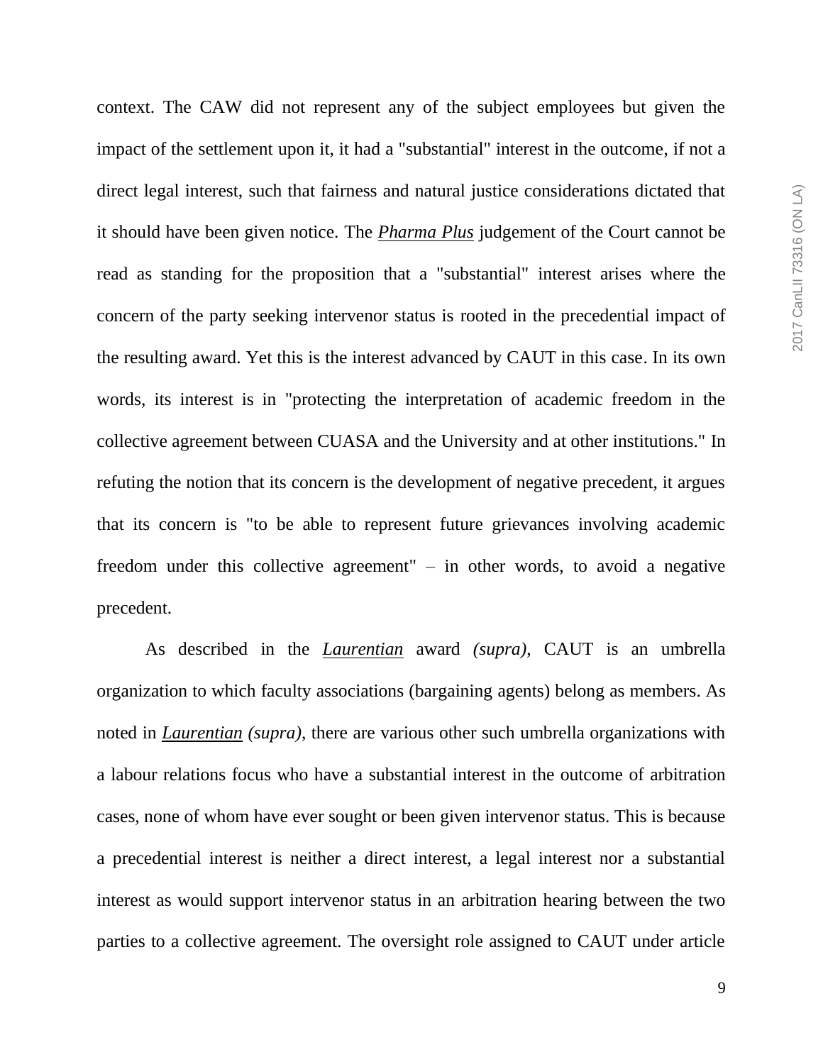context. The CAW did not represent any of the subject employees but given the impact of the settlement upon it, it had a "substantial" interest in the outcome, if not a direct legal interest, such that fairness and natural justice considerations dictated that it should have been given notice. The ***Pharma Plus*** judgement of the Court cannot be read as standing for the proposition that a "substantial" interest arises where the concern of the party seeking intervenor status is rooted in the precedential impact of the resulting award. Yet this is the interest advanced by CAUT in this case. In its own words, its interest is in "protecting the interpretation of academic freedom in the collective agreement between CUASA and the University and at other institutions." In refuting the notion that its concern is the development of negative precedent, it argues that its concern is "to be able to represent future grievances involving academic freedom under this collective agreement" – in other words, to avoid a negative precedent.

As described in the ***Laurentian*** award *(supra)*, CAUT is an umbrella organization to which faculty associations (bargaining agents) belong as members. As noted in ***Laurentian*** *(supra)*, there are various other such umbrella organizations with a labour relations focus who have a substantial interest in the outcome of arbitration cases, none of whom have ever sought or been given intervenor status. This is because a precedential interest is neither a direct interest, a legal interest nor a substantial interest as would support intervenor status in an arbitration hearing between the two parties to a collective agreement. The oversight role assigned to CAUT under article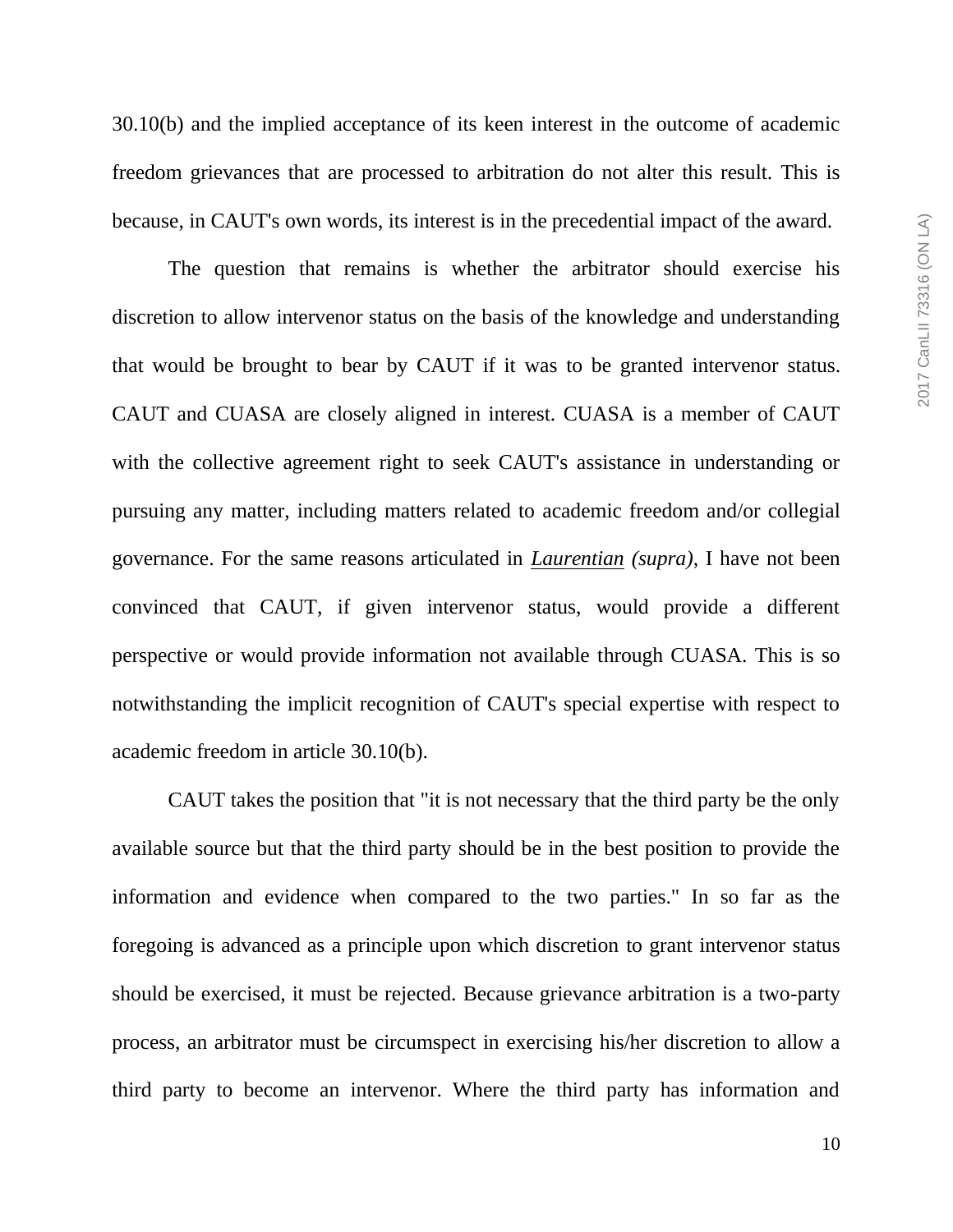30.10(b) and the implied acceptance of its keen interest in the outcome of academic freedom grievances that are processed to arbitration do not alter this result. This is because, in CAUT's own words, its interest is in the precedential impact of the award.

The question that remains is whether the arbitrator should exercise his discretion to allow intervenor status on the basis of the knowledge and understanding that would be brought to bear by CAUT if it was to be granted intervenor status. CAUT and CUASA are closely aligned in interest. CUASA is a member of CAUT with the collective agreement right to seek CAUT's assistance in understanding or pursuing any matter, including matters related to academic freedom and/or collegial governance. For the same reasons articulated in *Laurentian* *(supra)*, I have not been convinced that CAUT, if given intervenor status, would provide a different perspective or would provide information not available through CUASA. This is so notwithstanding the implicit recognition of CAUT's special expertise with respect to academic freedom in article 30.10(b).

CAUT takes the position that "it is not necessary that the third party be the only available source but that the third party should be in the best position to provide the information and evidence when compared to the two parties." In so far as the foregoing is advanced as a principle upon which discretion to grant intervenor status should be exercised, it must be rejected. Because grievance arbitration is a two-party process, an arbitrator must be circumspect in exercising his/her discretion to allow a third party to become an intervenor. Where the third party has information and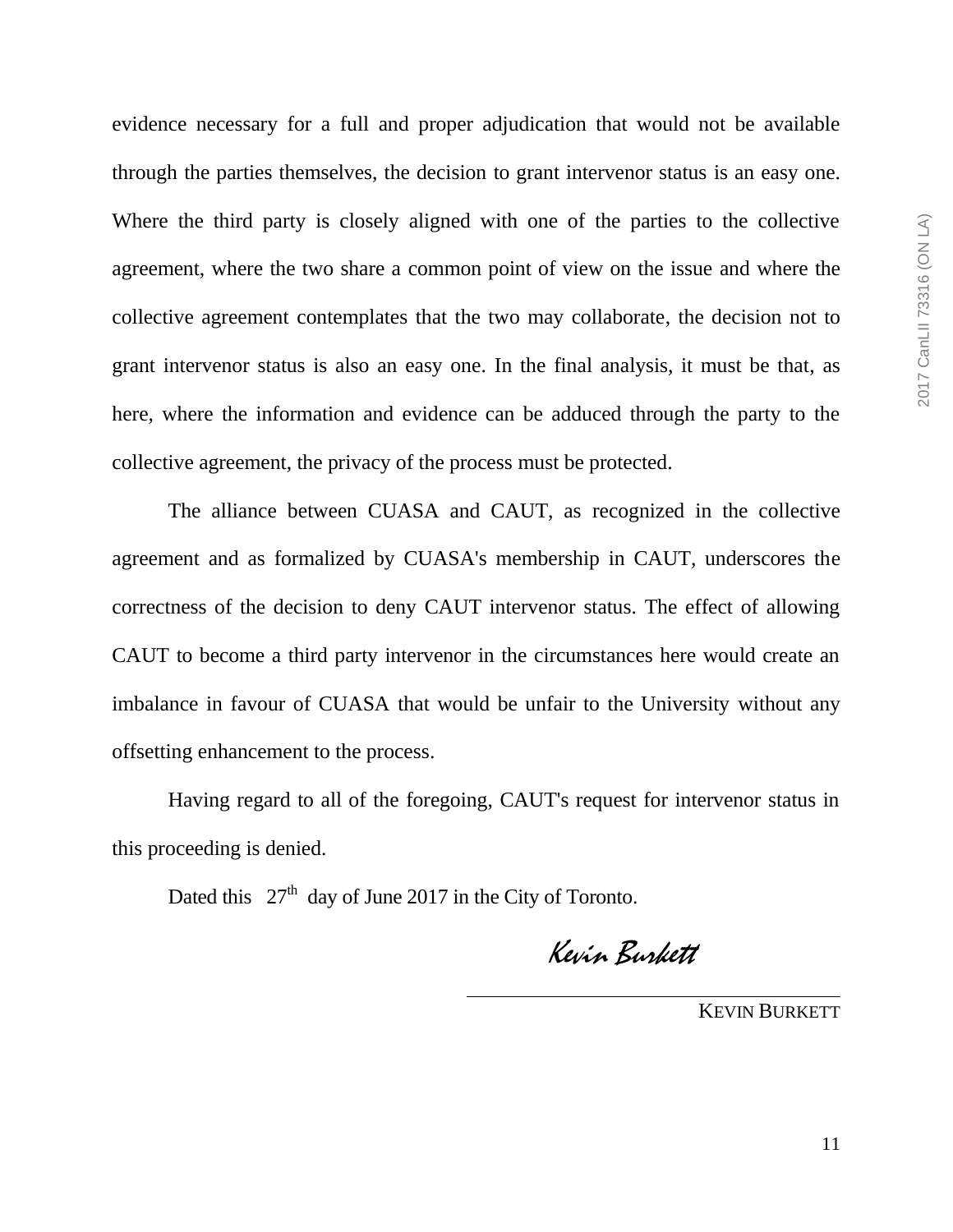evidence necessary for a full and proper adjudication that would not be available through the parties themselves, the decision to grant intervenor status is an easy one. Where the third party is closely aligned with one of the parties to the collective agreement, where the two share a common point of view on the issue and where the collective agreement contemplates that the two may collaborate, the decision not to grant intervenor status is also an easy one. In the final analysis, it must be that, as here, where the information and evidence can be adduced through the party to the collective agreement, the privacy of the process must be protected.

The alliance between CUASA and CAUT, as recognized in the collective agreement and as formalized by CUASA's membership in CAUT, underscores the correctness of the decision to deny CAUT intervenor status. The effect of allowing CAUT to become a third party intervenor in the circumstances here would create an imbalance in favour of CUASA that would be unfair to the University without any offsetting enhancement to the process.

Having regard to all of the foregoing, CAUT's request for intervenor status in this proceeding is denied.

Dated this 27th day of June 2017 in the City of Toronto.

*Kevin Burkett*

KEVIN BURKETT